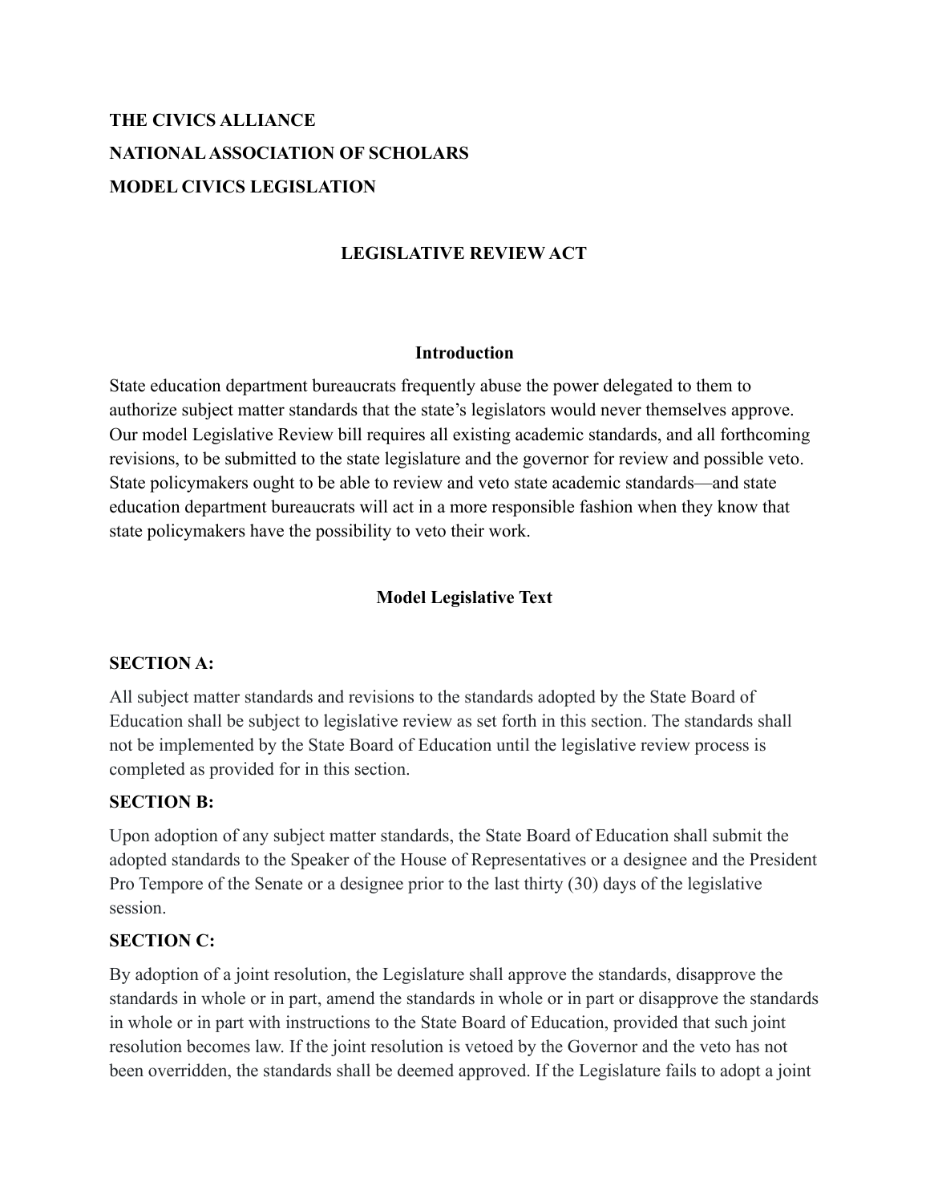**THE CIVICS ALLIANCE**

**NATIONAL ASSOCIATION OF SCHOLARS**

**MODEL CIVICS LEGISLATION**

# LEGISLATIVE REVIEW ACT

## Introduction

State education department bureaucrats frequently abuse the power delegated to them to authorize subject matter standards that the state's legislators would never themselves approve. Our model Legislative Review bill requires all existing academic standards, and all forthcoming revisions, to be submitted to the state legislature and the governor for review and possible veto. State policymakers ought to be able to review and veto state academic standards—and state education department bureaucrats will act in a more responsible fashion when they know that state policymakers have the possibility to veto their work.

## Model Legislative Text

**SECTION A:**

All subject matter standards and revisions to the standards adopted by the State Board of Education shall be subject to legislative review as set forth in this section. The standards shall not be implemented by the State Board of Education until the legislative review process is completed as provided for in this section.

**SECTION B:**

Upon adoption of any subject matter standards, the State Board of Education shall submit the adopted standards to the Speaker of the House of Representatives or a designee and the President Pro Tempore of the Senate or a designee prior to the last thirty (30) days of the legislative session.

**SECTION C:**

By adoption of a joint resolution, the Legislature shall approve the standards, disapprove the standards in whole or in part, amend the standards in whole or in part or disapprove the standards in whole or in part with instructions to the State Board of Education, provided that such joint resolution becomes law. If the joint resolution is vetoed by the Governor and the veto has not been overridden, the standards shall be deemed approved. If the Legislature fails to adopt a joint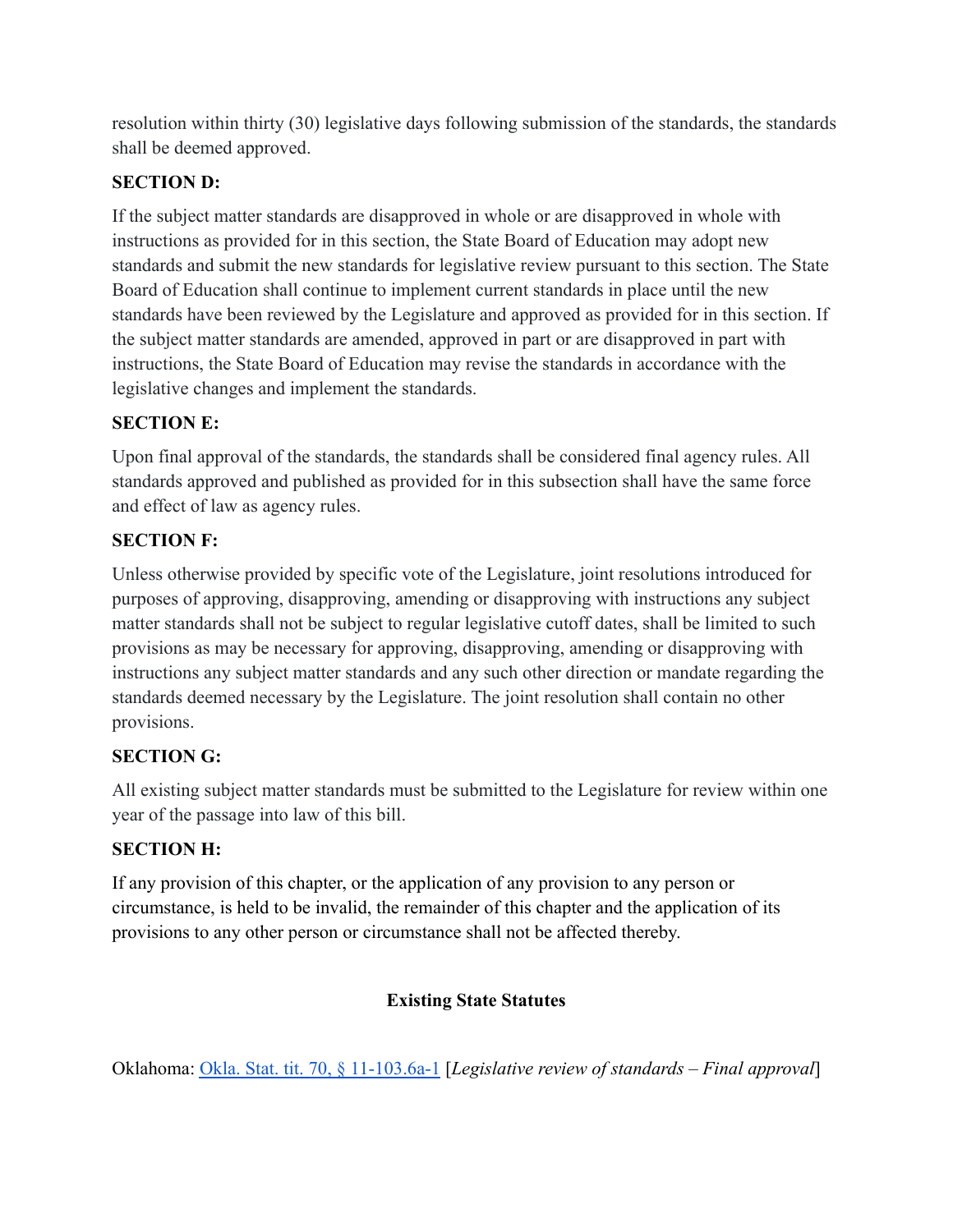resolution within thirty (30) legislative days following submission of the standards, the standards shall be deemed approved.

**SECTION D:**

If the subject matter standards are disapproved in whole or are disapproved in whole with instructions as provided for in this section, the State Board of Education may adopt new standards and submit the new standards for legislative review pursuant to this section. The State Board of Education shall continue to implement current standards in place until the new standards have been reviewed by the Legislature and approved as provided for in this section. If the subject matter standards are amended, approved in part or are disapproved in part with instructions, the State Board of Education may revise the standards in accordance with the legislative changes and implement the standards.

**SECTION E:**

Upon final approval of the standards, the standards shall be considered final agency rules. All standards approved and published as provided for in this subsection shall have the same force and effect of law as agency rules.

**SECTION F:**

Unless otherwise provided by specific vote of the Legislature, joint resolutions introduced for purposes of approving, disapproving, amending or disapproving with instructions any subject matter standards shall not be subject to regular legislative cutoff dates, shall be limited to such provisions as may be necessary for approving, disapproving, amending or disapproving with instructions any subject matter standards and any such other direction or mandate regarding the standards deemed necessary by the Legislature. The joint resolution shall contain no other provisions.

**SECTION G:**

All existing subject matter standards must be submitted to the Legislature for review within one year of the passage into law of this bill.

**SECTION H:**

If any provision of this chapter, or the application of any provision to any person or circumstance, is held to be invalid, the remainder of this chapter and the application of its provisions to any other person or circumstance shall not be affected thereby.

**Existing State Statutes**

Oklahoma: Okla. Stat. tit. 70, § 11-103.6a-1 [*Legislative review of standards – Final approval*]